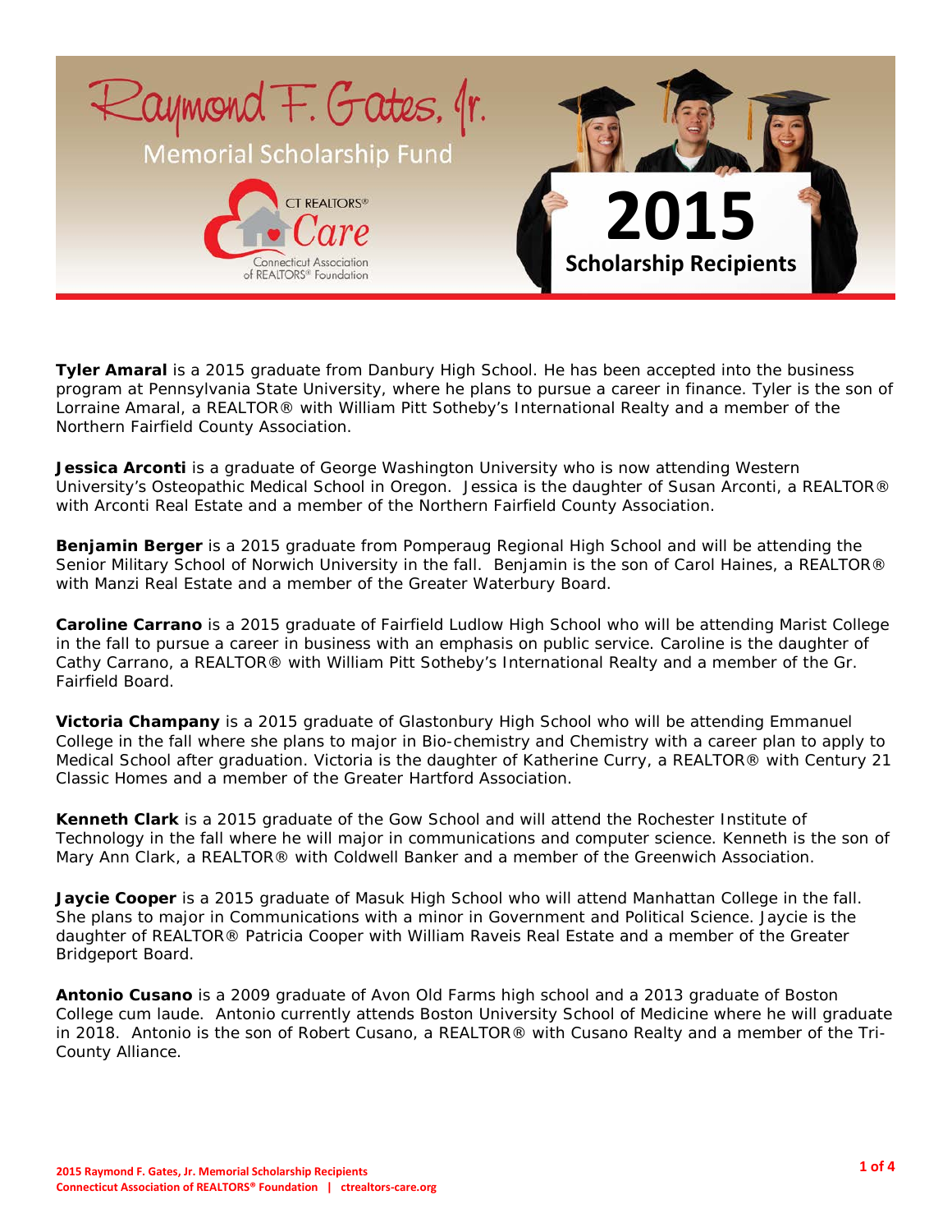# Raymond F. Gates, Jr.

## Memorial Scholarship Fund

CT REALTORS® Care
Connecticut Association of REALTORS® Foundation

## 2015 Scholarship Recipients

**Tyler Amaral** is a 2015 graduate from Danbury High School. He has been accepted into the business program at Pennsylvania State University, where he plans to pursue a career in finance. Tyler is the son of Lorraine Amaral, a REALTOR® with William Pitt Sotheby's International Realty and a member of the Northern Fairfield County Association.

**Jessica Arconti** is a graduate of George Washington University who is now attending Western University's Osteopathic Medical School in Oregon. Jessica is the daughter of Susan Arconti, a REALTOR® with Arconti Real Estate and a member of the Northern Fairfield County Association.

**Benjamin Berger** is a 2015 graduate from Pomperaug Regional High School and will be attending the Senior Military School of Norwich University in the fall. Benjamin is the son of Carol Haines, a REALTOR® with Manzi Real Estate and a member of the Greater Waterbury Board.

**Caroline Carrano** is a 2015 graduate of Fairfield Ludlow High School who will be attending Marist College in the fall to pursue a career in business with an emphasis on public service. Caroline is the daughter of Cathy Carrano, a REALTOR® with William Pitt Sotheby's International Realty and a member of the Gr. Fairfield Board.

**Victoria Champany** is a 2015 graduate of Glastonbury High School who will be attending Emmanuel College in the fall where she plans to major in Bio-chemistry and Chemistry with a career plan to apply to Medical School after graduation. Victoria is the daughter of Katherine Curry, a REALTOR® with Century 21 Classic Homes and a member of the Greater Hartford Association.

**Kenneth Clark** is a 2015 graduate of the Gow School and will attend the Rochester Institute of Technology in the fall where he will major in communications and computer science. Kenneth is the son of Mary Ann Clark, a REALTOR® with Coldwell Banker and a member of the Greenwich Association.

**Jaycie Cooper** is a 2015 graduate of Masuk High School who will attend Manhattan College in the fall. She plans to major in Communications with a minor in Government and Political Science. Jaycie is the daughter of REALTOR® Patricia Cooper with William Raveis Real Estate and a member of the Greater Bridgeport Board.

**Antonio Cusano** is a 2009 graduate of Avon Old Farms high school and a 2013 graduate of Boston College cum laude. Antonio currently attends Boston University School of Medicine where he will graduate in 2018. Antonio is the son of Robert Cusano, a REALTOR® with Cusano Realty and a member of the Tri-County Alliance.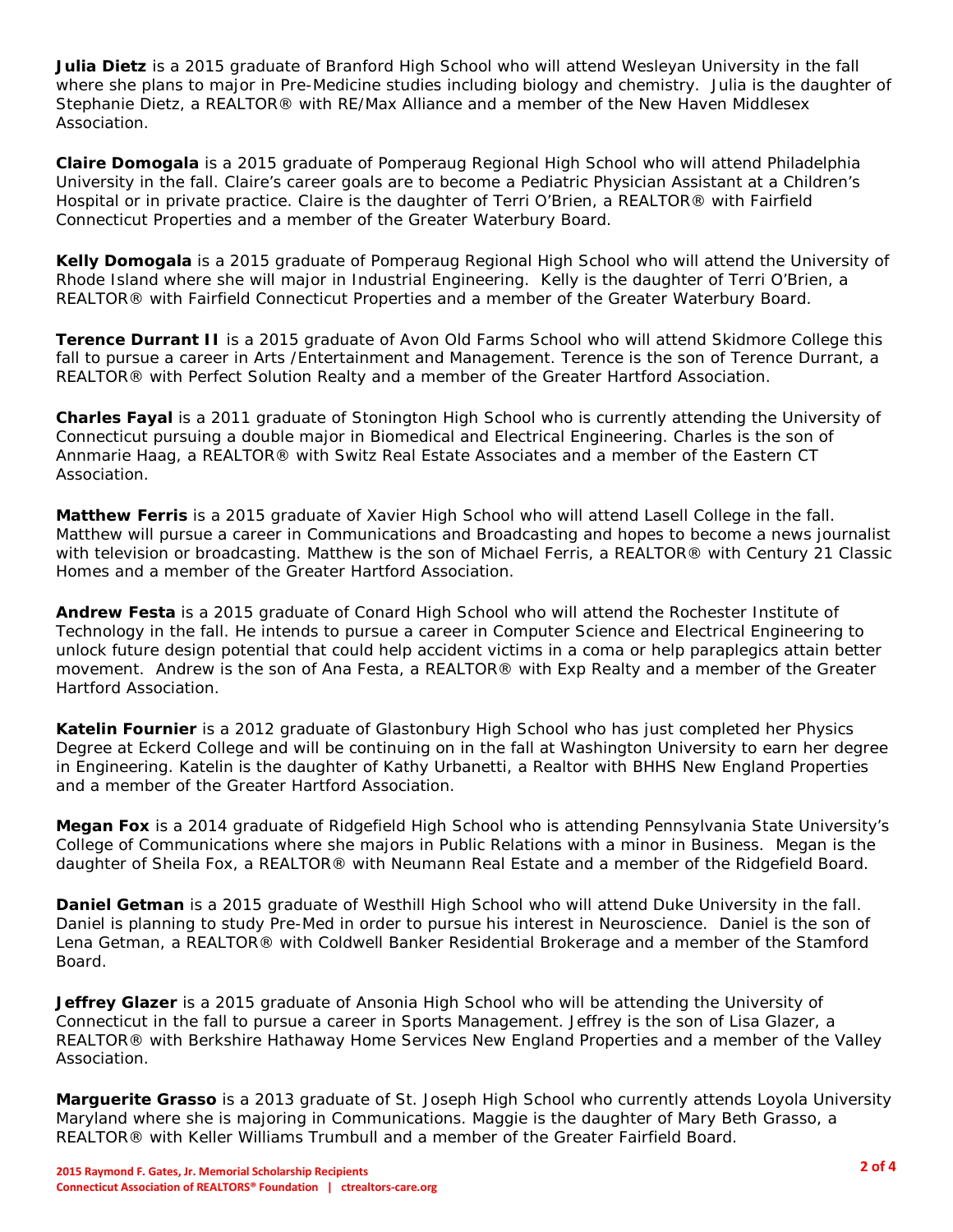**Julia Dietz** is a 2015 graduate of Branford High School who will attend Wesleyan University in the fall where she plans to major in Pre-Medicine studies including biology and chemistry. Julia is the daughter of Stephanie Dietz, a REALTOR® with RE/Max Alliance and a member of the New Haven Middlesex Association.

**Claire Domogala** is a 2015 graduate of Pomperaug Regional High School who will attend Philadelphia University in the fall. Claire's career goals are to become a Pediatric Physician Assistant at a Children's Hospital or in private practice. Claire is the daughter of Terri O'Brien, a REALTOR® with Fairfield Connecticut Properties and a member of the Greater Waterbury Board.

**Kelly Domogala** is a 2015 graduate of Pomperaug Regional High School who will attend the University of Rhode Island where she will major in Industrial Engineering. Kelly is the daughter of Terri O'Brien, a REALTOR® with Fairfield Connecticut Properties and a member of the Greater Waterbury Board.

**Terence Durrant II** is a 2015 graduate of Avon Old Farms School who will attend Skidmore College this fall to pursue a career in Arts /Entertainment and Management. Terence is the son of Terence Durrant, a REALTOR® with Perfect Solution Realty and a member of the Greater Hartford Association.

**Charles Fayal** is a 2011 graduate of Stonington High School who is currently attending the University of Connecticut pursuing a double major in Biomedical and Electrical Engineering. Charles is the son of Annmarie Haag, a REALTOR® with Switz Real Estate Associates and a member of the Eastern CT Association.

**Matthew Ferris** is a 2015 graduate of Xavier High School who will attend Lasell College in the fall. Matthew will pursue a career in Communications and Broadcasting and hopes to become a news journalist with television or broadcasting. Matthew is the son of Michael Ferris, a REALTOR® with Century 21 Classic Homes and a member of the Greater Hartford Association.

**Andrew Festa** is a 2015 graduate of Conard High School who will attend the Rochester Institute of Technology in the fall. He intends to pursue a career in Computer Science and Electrical Engineering to unlock future design potential that could help accident victims in a coma or help paraplegics attain better movement. Andrew is the son of Ana Festa, a REALTOR® with Exp Realty and a member of the Greater Hartford Association.

**Katelin Fournier** is a 2012 graduate of Glastonbury High School who has just completed her Physics Degree at Eckerd College and will be continuing on in the fall at Washington University to earn her degree in Engineering. Katelin is the daughter of Kathy Urbanetti, a Realtor with BHHS New England Properties and a member of the Greater Hartford Association.

**Megan Fox** is a 2014 graduate of Ridgefield High School who is attending Pennsylvania State University's College of Communications where she majors in Public Relations with a minor in Business. Megan is the daughter of Sheila Fox, a REALTOR® with Neumann Real Estate and a member of the Ridgefield Board.

**Daniel Getman** is a 2015 graduate of Westhill High School who will attend Duke University in the fall. Daniel is planning to study Pre-Med in order to pursue his interest in Neuroscience. Daniel is the son of Lena Getman, a REALTOR® with Coldwell Banker Residential Brokerage and a member of the Stamford Board.

**Jeffrey Glazer** is a 2015 graduate of Ansonia High School who will be attending the University of Connecticut in the fall to pursue a career in Sports Management. Jeffrey is the son of Lisa Glazer, a REALTOR® with Berkshire Hathaway Home Services New England Properties and a member of the Valley Association.

**Marguerite Grasso** is a 2013 graduate of St. Joseph High School who currently attends Loyola University Maryland where she is majoring in Communications. Maggie is the daughter of Mary Beth Grasso, a REALTOR® with Keller Williams Trumbull and a member of the Greater Fairfield Board.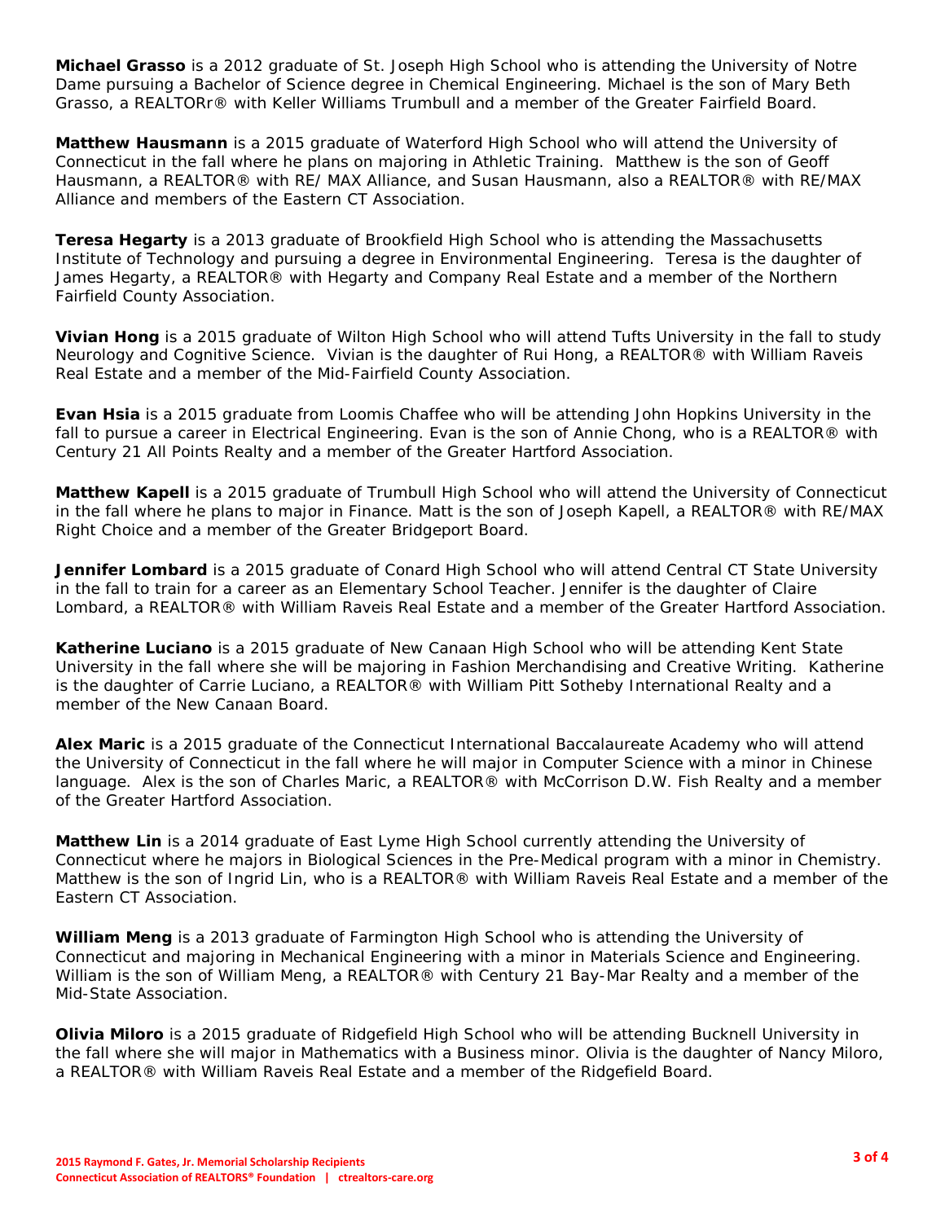**Michael Grasso** is a 2012 graduate of St. Joseph High School who is attending the University of Notre Dame pursuing a Bachelor of Science degree in Chemical Engineering. Michael is the son of Mary Beth Grasso, a REALTORr® with Keller Williams Trumbull and a member of the Greater Fairfield Board.

**Matthew Hausmann** is a 2015 graduate of Waterford High School who will attend the University of Connecticut in the fall where he plans on majoring in Athletic Training. Matthew is the son of Geoff Hausmann, a REALTOR® with RE/ MAX Alliance, and Susan Hausmann, also a REALTOR® with RE/MAX Alliance and members of the Eastern CT Association.

**Teresa Hegarty** is a 2013 graduate of Brookfield High School who is attending the Massachusetts Institute of Technology and pursuing a degree in Environmental Engineering. Teresa is the daughter of James Hegarty, a REALTOR® with Hegarty and Company Real Estate and a member of the Northern Fairfield County Association.

**Vivian Hong** is a 2015 graduate of Wilton High School who will attend Tufts University in the fall to study Neurology and Cognitive Science. Vivian is the daughter of Rui Hong, a REALTOR® with William Raveis Real Estate and a member of the Mid-Fairfield County Association.

**Evan Hsia** is a 2015 graduate from Loomis Chaffee who will be attending John Hopkins University in the fall to pursue a career in Electrical Engineering. Evan is the son of Annie Chong, who is a REALTOR® with Century 21 All Points Realty and a member of the Greater Hartford Association.

**Matthew Kapell** is a 2015 graduate of Trumbull High School who will attend the University of Connecticut in the fall where he plans to major in Finance. Matt is the son of Joseph Kapell, a REALTOR® with RE/MAX Right Choice and a member of the Greater Bridgeport Board.

**Jennifer Lombard** is a 2015 graduate of Conard High School who will attend Central CT State University in the fall to train for a career as an Elementary School Teacher. Jennifer is the daughter of Claire Lombard, a REALTOR® with William Raveis Real Estate and a member of the Greater Hartford Association.

**Katherine Luciano** is a 2015 graduate of New Canaan High School who will be attending Kent State University in the fall where she will be majoring in Fashion Merchandising and Creative Writing. Katherine is the daughter of Carrie Luciano, a REALTOR® with William Pitt Sotheby International Realty and a member of the New Canaan Board.

**Alex Maric** is a 2015 graduate of the Connecticut International Baccalaureate Academy who will attend the University of Connecticut in the fall where he will major in Computer Science with a minor in Chinese language. Alex is the son of Charles Maric, a REALTOR® with McCorrison D.W. Fish Realty and a member of the Greater Hartford Association.

**Matthew Lin** is a 2014 graduate of East Lyme High School currently attending the University of Connecticut where he majors in Biological Sciences in the Pre-Medical program with a minor in Chemistry. Matthew is the son of Ingrid Lin, who is a REALTOR® with William Raveis Real Estate and a member of the Eastern CT Association.

**William Meng** is a 2013 graduate of Farmington High School who is attending the University of Connecticut and majoring in Mechanical Engineering with a minor in Materials Science and Engineering. William is the son of William Meng, a REALTOR® with Century 21 Bay-Mar Realty and a member of the Mid-State Association.

**Olivia Miloro** is a 2015 graduate of Ridgefield High School who will be attending Bucknell University in the fall where she will major in Mathematics with a Business minor. Olivia is the daughter of Nancy Miloro, a REALTOR® with William Raveis Real Estate and a member of the Ridgefield Board.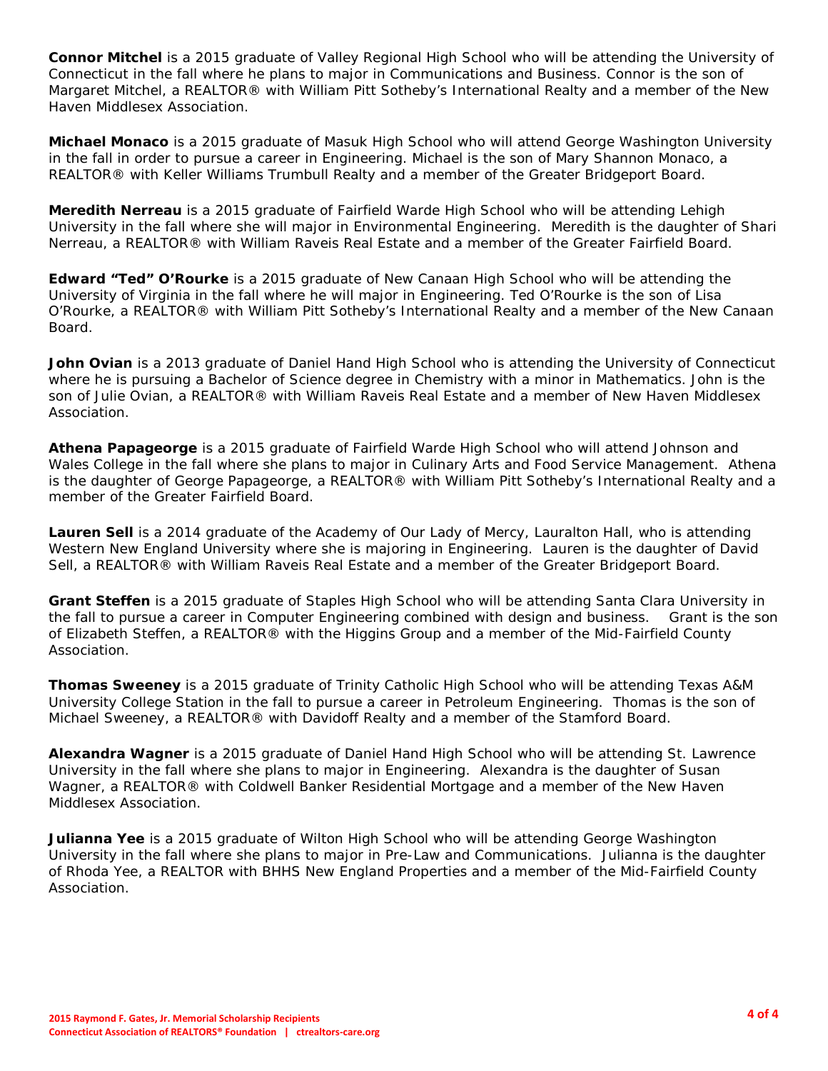**Connor Mitchel** is a 2015 graduate of Valley Regional High School who will be attending the University of Connecticut in the fall where he plans to major in Communications and Business. Connor is the son of Margaret Mitchel, a REALTOR® with William Pitt Sotheby's International Realty and a member of the New Haven Middlesex Association.

**Michael Monaco** is a 2015 graduate of Masuk High School who will attend George Washington University in the fall in order to pursue a career in Engineering. Michael is the son of Mary Shannon Monaco, a REALTOR® with Keller Williams Trumbull Realty and a member of the Greater Bridgeport Board.

**Meredith Nerreau** is a 2015 graduate of Fairfield Warde High School who will be attending Lehigh University in the fall where she will major in Environmental Engineering. Meredith is the daughter of Shari Nerreau, a REALTOR® with William Raveis Real Estate and a member of the Greater Fairfield Board.

**Edward "Ted" O'Rourke** is a 2015 graduate of New Canaan High School who will be attending the University of Virginia in the fall where he will major in Engineering. Ted O'Rourke is the son of Lisa O'Rourke, a REALTOR® with William Pitt Sotheby's International Realty and a member of the New Canaan Board.

**John Ovian** is a 2013 graduate of Daniel Hand High School who is attending the University of Connecticut where he is pursuing a Bachelor of Science degree in Chemistry with a minor in Mathematics. John is the son of Julie Ovian, a REALTOR® with William Raveis Real Estate and a member of New Haven Middlesex Association.

**Athena Papageorge** is a 2015 graduate of Fairfield Warde High School who will attend Johnson and Wales College in the fall where she plans to major in Culinary Arts and Food Service Management. Athena is the daughter of George Papageorge, a REALTOR® with William Pitt Sotheby's International Realty and a member of the Greater Fairfield Board.

**Lauren Sell** is a 2014 graduate of the Academy of Our Lady of Mercy, Lauralton Hall, who is attending Western New England University where she is majoring in Engineering. Lauren is the daughter of David Sell, a REALTOR® with William Raveis Real Estate and a member of the Greater Bridgeport Board.

**Grant Steffen** is a 2015 graduate of Staples High School who will be attending Santa Clara University in the fall to pursue a career in Computer Engineering combined with design and business. Grant is the son of Elizabeth Steffen, a REALTOR® with the Higgins Group and a member of the Mid-Fairfield County Association.

**Thomas Sweeney** is a 2015 graduate of Trinity Catholic High School who will be attending Texas A&M University College Station in the fall to pursue a career in Petroleum Engineering. Thomas is the son of Michael Sweeney, a REALTOR® with Davidoff Realty and a member of the Stamford Board.

**Alexandra Wagner** is a 2015 graduate of Daniel Hand High School who will be attending St. Lawrence University in the fall where she plans to major in Engineering. Alexandra is the daughter of Susan Wagner, a REALTOR® with Coldwell Banker Residential Mortgage and a member of the New Haven Middlesex Association.

**Julianna Yee** is a 2015 graduate of Wilton High School who will be attending George Washington University in the fall where she plans to major in Pre-Law and Communications. Julianna is the daughter of Rhoda Yee, a REALTOR with BHHS New England Properties and a member of the Mid-Fairfield County Association.